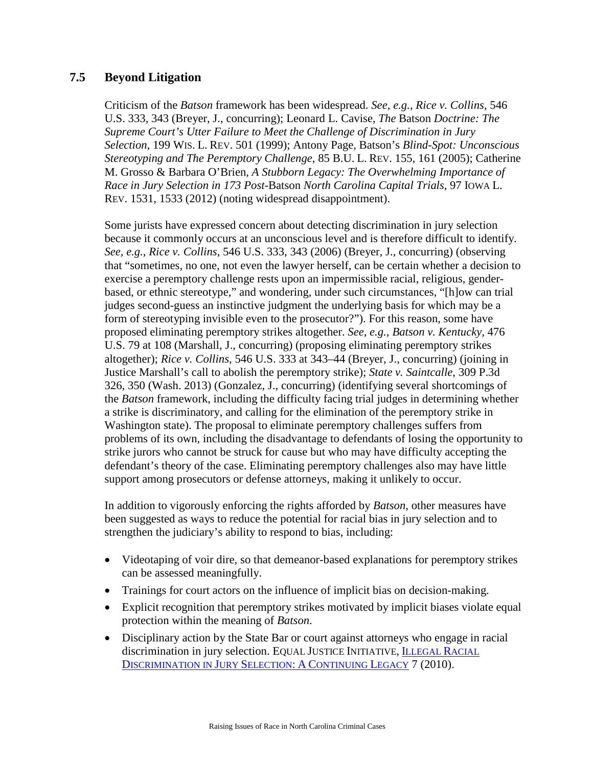## 7.5 Beyond Litigation

Criticism of the *Batson* framework has been widespread. *See, e.g.*, *Rice v. Collins*, 546 U.S. 333, 343 (Breyer, J., concurring); Leonard L. Cavise, *The* Batson *Doctrine: The Supreme Court's Utter Failure to Meet the Challenge of Discrimination in Jury Selection*, 199 WIS. L. REV. 501 (1999); Antony Page, Batson's *Blind-Spot: Unconscious Stereotyping and The Peremptory Challenge*, 85 B.U. L. REV. 155, 161 (2005); Catherine M. Grosso & Barbara O'Brien, *A Stubborn Legacy: The Overwhelming Importance of Race in Jury Selection in 173 Post-*Batson *North Carolina Capital Trials*, 97 IOWA L. REV. 1531, 1533 (2012) (noting widespread disappointment).

Some jurists have expressed concern about detecting discrimination in jury selection because it commonly occurs at an unconscious level and is therefore difficult to identify. *See, e.g.*, *Rice v. Collins*, 546 U.S. 333, 343 (2006) (Breyer, J., concurring) (observing that "sometimes, no one, not even the lawyer herself, can be certain whether a decision to exercise a peremptory challenge rests upon an impermissible racial, religious, gender-based, or ethnic stereotype," and wondering, under such circumstances, "[h]ow can trial judges second-guess an instinctive judgment the underlying basis for which may be a form of stereotyping invisible even to the prosecutor?"). For this reason, some have proposed eliminating peremptory strikes altogether. *See, e.g.*, *Batson v. Kentucky*, 476 U.S. 79 at 108 (Marshall, J., concurring) (proposing eliminating peremptory strikes altogether); *Rice v. Collins*, 546 U.S. 333 at 343–44 (Breyer, J., concurring) (joining in Justice Marshall's call to abolish the peremptory strike); *State v. Saintcalle*, 309 P.3d 326, 350 (Wash. 2013) (Gonzalez, J., concurring) (identifying several shortcomings of the *Batson* framework, including the difficulty facing trial judges in determining whether a strike is discriminatory, and calling for the elimination of the peremptory strike in Washington state). The proposal to eliminate peremptory challenges suffers from problems of its own, including the disadvantage to defendants of losing the opportunity to strike jurors who cannot be struck for cause but who may have difficulty accepting the defendant's theory of the case. Eliminating peremptory challenges also may have little support among prosecutors or defense attorneys, making it unlikely to occur.

In addition to vigorously enforcing the rights afforded by *Batson*, other measures have been suggested as ways to reduce the potential for racial bias in jury selection and to strengthen the judiciary's ability to respond to bias, including:

- Videotaping of voir dire, so that demeanor-based explanations for peremptory strikes can be assessed meaningfully.
- Trainings for court actors on the influence of implicit bias on decision-making.
- Explicit recognition that peremptory strikes motivated by implicit biases violate equal protection within the meaning of *Batson*.
- Disciplinary action by the State Bar or court against attorneys who engage in racial discrimination in jury selection. EQUAL JUSTICE INITIATIVE, ILLEGAL RACIAL DISCRIMINATION IN JURY SELECTION: A CONTINUING LEGACY 7 (2010).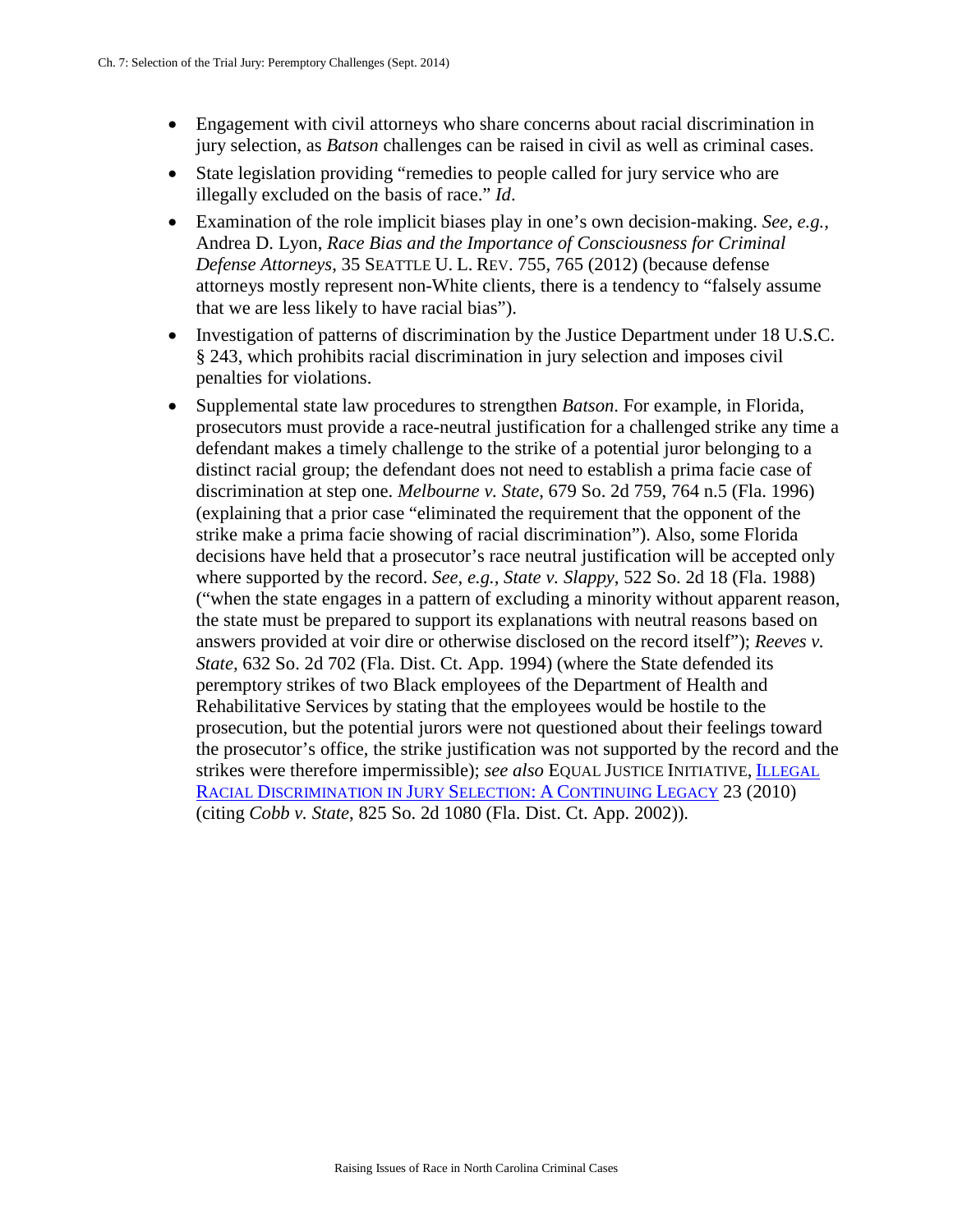- Engagement with civil attorneys who share concerns about racial discrimination in jury selection, as *Batson* challenges can be raised in civil as well as criminal cases.
- State legislation providing "remedies to people called for jury service who are illegally excluded on the basis of race." *Id*.
- Examination of the role implicit biases play in one's own decision-making. *See, e.g.*, Andrea D. Lyon, *Race Bias and the Importance of Consciousness for Criminal Defense Attorneys*, 35 SEATTLE U. L. REV. 755, 765 (2012) (because defense attorneys mostly represent non-White clients, there is a tendency to "falsely assume that we are less likely to have racial bias").
- Investigation of patterns of discrimination by the Justice Department under 18 U.S.C. § 243, which prohibits racial discrimination in jury selection and imposes civil penalties for violations.
- Supplemental state law procedures to strengthen *Batson*. For example, in Florida, prosecutors must provide a race-neutral justification for a challenged strike any time a defendant makes a timely challenge to the strike of a potential juror belonging to a distinct racial group; the defendant does not need to establish a prima facie case of discrimination at step one. *Melbourne v. State*, 679 So. 2d 759, 764 n.5 (Fla. 1996) (explaining that a prior case "eliminated the requirement that the opponent of the strike make a prima facie showing of racial discrimination"). Also, some Florida decisions have held that a prosecutor's race neutral justification will be accepted only where supported by the record. *See, e.g.*, *State v. Slappy*, 522 So. 2d 18 (Fla. 1988) ("when the state engages in a pattern of excluding a minority without apparent reason, the state must be prepared to support its explanations with neutral reasons based on answers provided at voir dire or otherwise disclosed on the record itself"); *Reeves v. State*, 632 So. 2d 702 (Fla. Dist. Ct. App. 1994) (where the State defended its peremptory strikes of two Black employees of the Department of Health and Rehabilitative Services by stating that the employees would be hostile to the prosecution, but the potential jurors were not questioned about their feelings toward the prosecutor's office, the strike justification was not supported by the record and the strikes were therefore impermissible); *see also* EQUAL JUSTICE INITIATIVE, ILLEGAL RACIAL DISCRIMINATION IN JURY SELECTION: A CONTINUING LEGACY 23 (2010) (citing *Cobb v. State*, 825 So. 2d 1080 (Fla. Dist. Ct. App. 2002)).